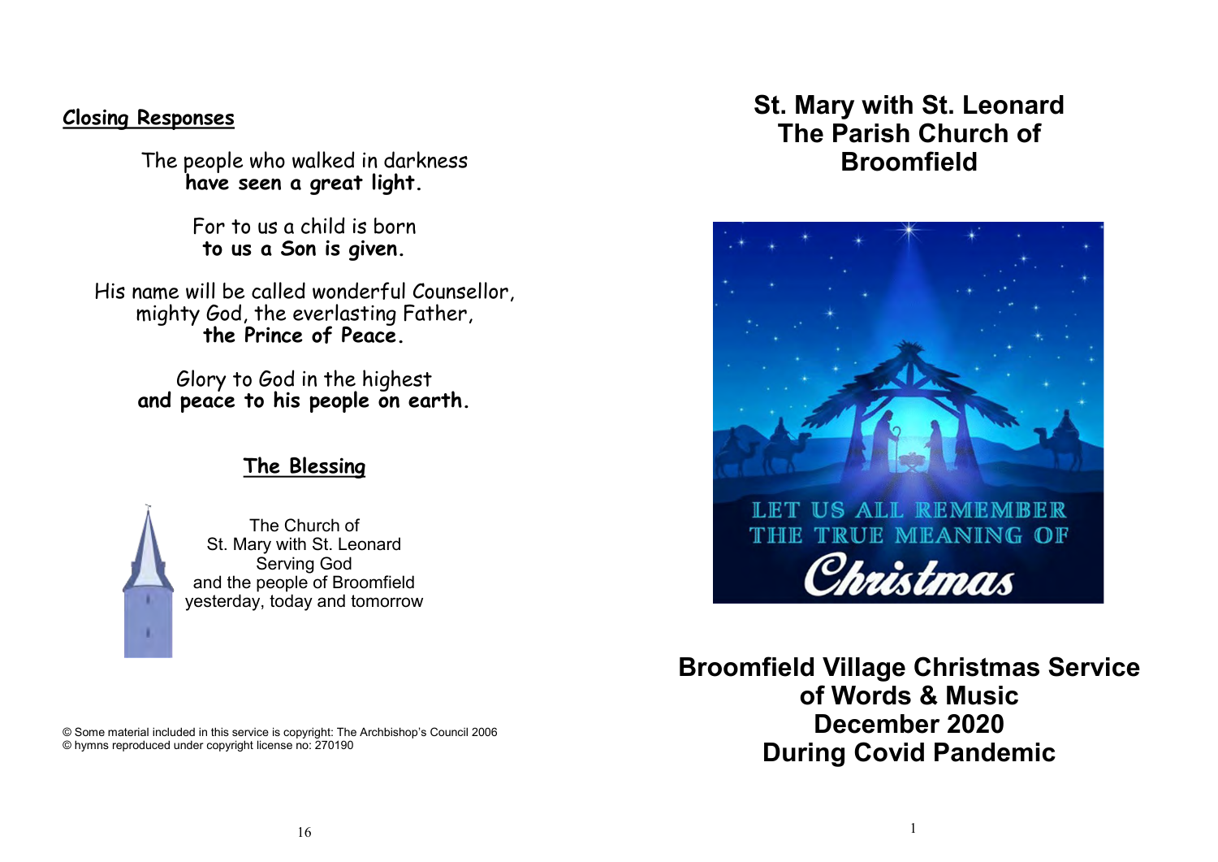**Closing Responses**

The people who walked in darkness
**have seen a great light.**

For to us a child is born
**to us a Son is given.**

His name will be called wonderful Counsellor,
mighty God, the everlasting Father,
**the Prince of Peace.**

Glory to God in the highest
**and peace to his people on earth.**

**The Blessing**

The Church of
St. Mary with St. Leonard
Serving God
and the people of Broomfield
yesterday, today and tomorrow

© Some material included in this service is copyright: The Archbishop's Council 2006
© hymns reproduced under copyright license no: 270190

# St. Mary with St. Leonard
# The Parish Church of
# Broomfield

LET US ALL REMEMBER
THE TRUE MEANING OF
Christmas

## Broomfield Village Christmas Service of Words & Music
## December 2020
## During Covid Pandemic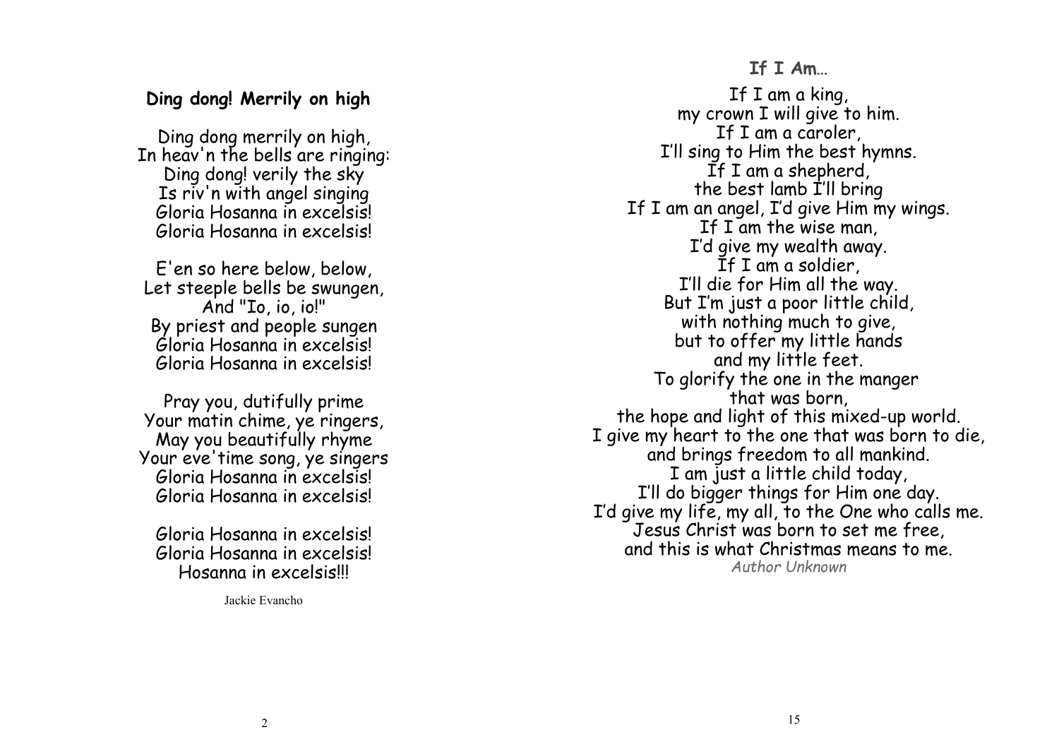## Ding dong! Merrily on high

Ding dong merrily on high,
In heav'n the bells are ringing:
Ding dong! verily the sky
Is riv'n with angel singing
Gloria Hosanna in excelsis!
Gloria Hosanna in excelsis!

E'en so here below, below,
Let steeple bells be swungen,
And "Io, io, io!"
By priest and people sungen
Gloria Hosanna in excelsis!
Gloria Hosanna in excelsis!

Pray you, dutifully prime
Your matin chime, ye ringers,
May you beautifully rhyme
Your eve'time song, ye singers
Gloria Hosanna in excelsis!
Gloria Hosanna in excelsis!

Gloria Hosanna in excelsis!
Gloria Hosanna in excelsis!
Hosanna in excelsis!!!

Jackie Evancho

## If I Am…

If I am a king,
my crown I will give to him.
If I am a caroler,
I'll sing to Him the best hymns.
If I am a shepherd,
the best lamb I'll bring
If I am an angel, I'd give Him my wings.
If I am the wise man,
I'd give my wealth away.
If I am a soldier,
I'll die for Him all the way.
But I'm just a poor little child,
with nothing much to give,
but to offer my little hands
and my little feet.
To glorify the one in the manger
that was born,
the hope and light of this mixed-up world.
I give my heart to the one that was born to die,
and brings freedom to all mankind.
I am just a little child today,
I'll do bigger things for Him one day.
I'd give my life, my all, to the One who calls me.
Jesus Christ was born to set me free,
and this is what Christmas means to me.
*Author Unknown*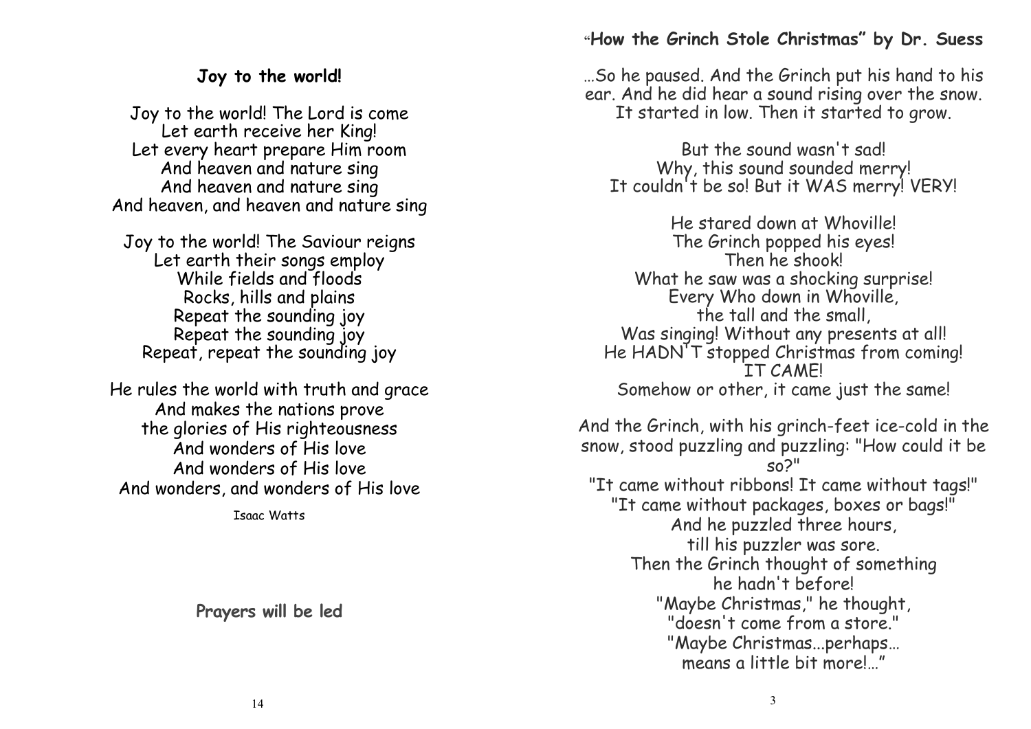## Joy to the world!

Joy to the world! The Lord is come
Let earth receive her King!
Let every heart prepare Him room
And heaven and nature sing
And heaven and nature sing
And heaven, and heaven and nature sing

Joy to the world! The Saviour reigns
Let earth their songs employ
While fields and floods
Rocks, hills and plains
Repeat the sounding joy
Repeat the sounding joy
Repeat, repeat the sounding joy

He rules the world with truth and grace
And makes the nations prove
the glories of His righteousness
And wonders of His love
And wonders of His love
And wonders, and wonders of His love

Isaac Watts

**Prayers will be led**

## "How the Grinch Stole Christmas" by Dr. Suess

…So he paused. And the Grinch put his hand to his ear. And he did hear a sound rising over the snow. It started in low. Then it started to grow.

But the sound wasn't sad!
Why, this sound sounded merry!
It couldn't be so! But it WAS merry! VERY!

He stared down at Whoville!
The Grinch popped his eyes!
Then he shook!
What he saw was a shocking surprise!
Every Who down in Whoville,
the tall and the small,
Was singing! Without any presents at all!
He HADN'T stopped Christmas from coming!
IT CAME!
Somehow or other, it came just the same!

And the Grinch, with his grinch-feet ice-cold in the snow, stood puzzling and puzzling: "How could it be so?"
"It came without ribbons! It came without tags!"
"It came without packages, boxes or bags!"
And he puzzled three hours,
till his puzzler was sore.
Then the Grinch thought of something
he hadn't before!
"Maybe Christmas," he thought,
"doesn't come from a store."
"Maybe Christmas...perhaps…
means a little bit more!…"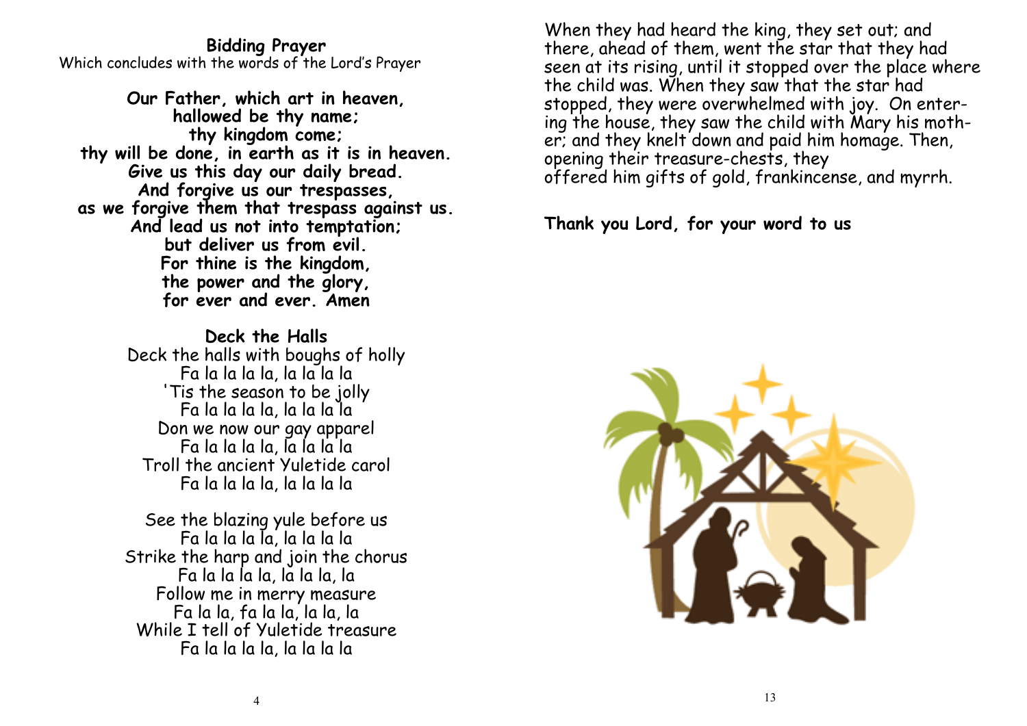**Bidding Prayer**

Which concludes with the words of the Lord's Prayer

**Our Father, which art in heaven,**
**hallowed be thy name;**
**thy kingdom come;**
**thy will be done, in earth as it is in heaven.**
**Give us this day our daily bread.**
**And forgive us our trespasses,**
**as we forgive them that trespass against us.**
**And lead us not into temptation;**
**but deliver us from evil.**
**For thine is the kingdom,**
**the power and the glory,**
**for ever and ever. Amen**

**Deck the Halls**

Deck the halls with boughs of holly
Fa la la la la, la la la la
'Tis the season to be jolly
Fa la la la la, la la la la
Don we now our gay apparel
Fa la la la la, la la la la
Troll the ancient Yuletide carol
Fa la la la la, la la la la

See the blazing yule before us
Fa la la la la, la la la la
Strike the harp and join the chorus
Fa la la la la, la la la, la
Follow me in merry measure
Fa la la, fa la la, la la, la
While I tell of Yuletide treasure
Fa la la la la, la la la la

When they had heard the king, they set out; and there, ahead of them, went the star that they had seen at its rising, until it stopped over the place where the child was. When they saw that the star had stopped, they were overwhelmed with joy. On entering the house, they saw the child with Mary his mother; and they knelt down and paid him homage. Then, opening their treasure-chests, they offered him gifts of gold, frankincense, and myrrh.

**Thank you Lord, for your word to us**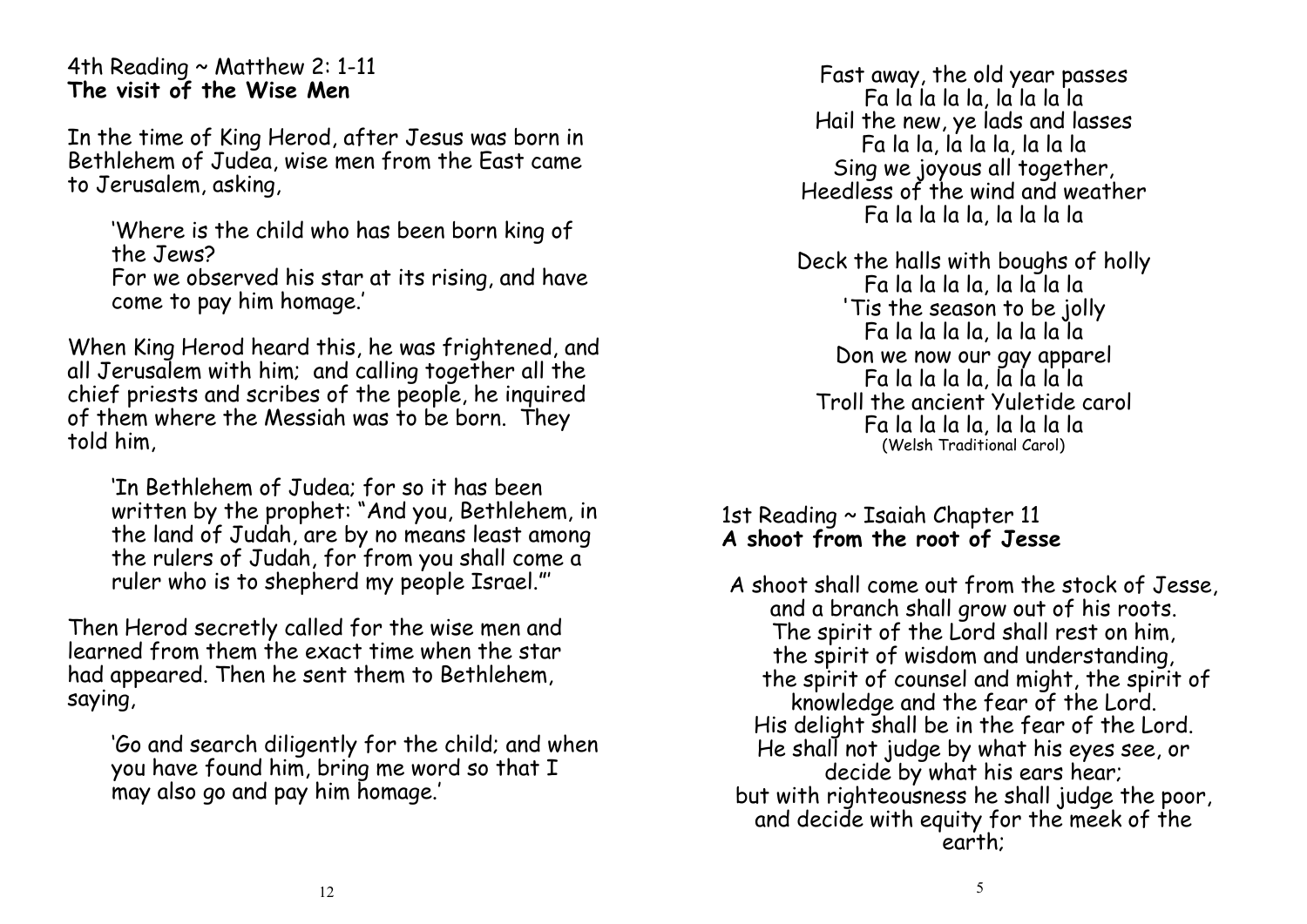4th Reading ~ Matthew 2: 1-11
**The visit of the Wise Men**

In the time of King Herod, after Jesus was born in Bethlehem of Judea, wise men from the East came to Jerusalem, asking,

> 'Where is the child who has been born king of the Jews?
> For we observed his star at its rising, and have come to pay him homage.'

When King Herod heard this, he was frightened, and all Jerusalem with him; and calling together all the chief priests and scribes of the people, he inquired of them where the Messiah was to be born. They told him,

> 'In Bethlehem of Judea; for so it has been written by the prophet: "And you, Bethlehem, in the land of Judah, are by no means least among the rulers of Judah, for from you shall come a ruler who is to shepherd my people Israel."'

Then Herod secretly called for the wise men and learned from them the exact time when the star had appeared. Then he sent them to Bethlehem, saying,

> 'Go and search diligently for the child; and when you have found him, bring me word so that I may also go and pay him homage.'

Fast away, the old year passes
Fa la la la la, la la la la
Hail the new, ye lads and lasses
Fa la la, la la la, la la la
Sing we joyous all together,
Heedless of the wind and weather
Fa la la la la, la la la la

Deck the halls with boughs of holly
Fa la la la la, la la la la
'Tis the season to be jolly
Fa la la la la, la la la la
Don we now our gay apparel
Fa la la la la, la la la la
Troll the ancient Yuletide carol
Fa la la la la, la la la la
(Welsh Traditional Carol)

1st Reading ~ Isaiah Chapter 11
**A shoot from the root of Jesse**

A shoot shall come out from the stock of Jesse,
and a branch shall grow out of his roots.
The spirit of the Lord shall rest on him,
the spirit of wisdom and understanding,
the spirit of counsel and might, the spirit of knowledge and the fear of the Lord.
His delight shall be in the fear of the Lord.
He shall not judge by what his eyes see, or decide by what his ears hear;
but with righteousness he shall judge the poor,
and decide with equity for the meek of the earth;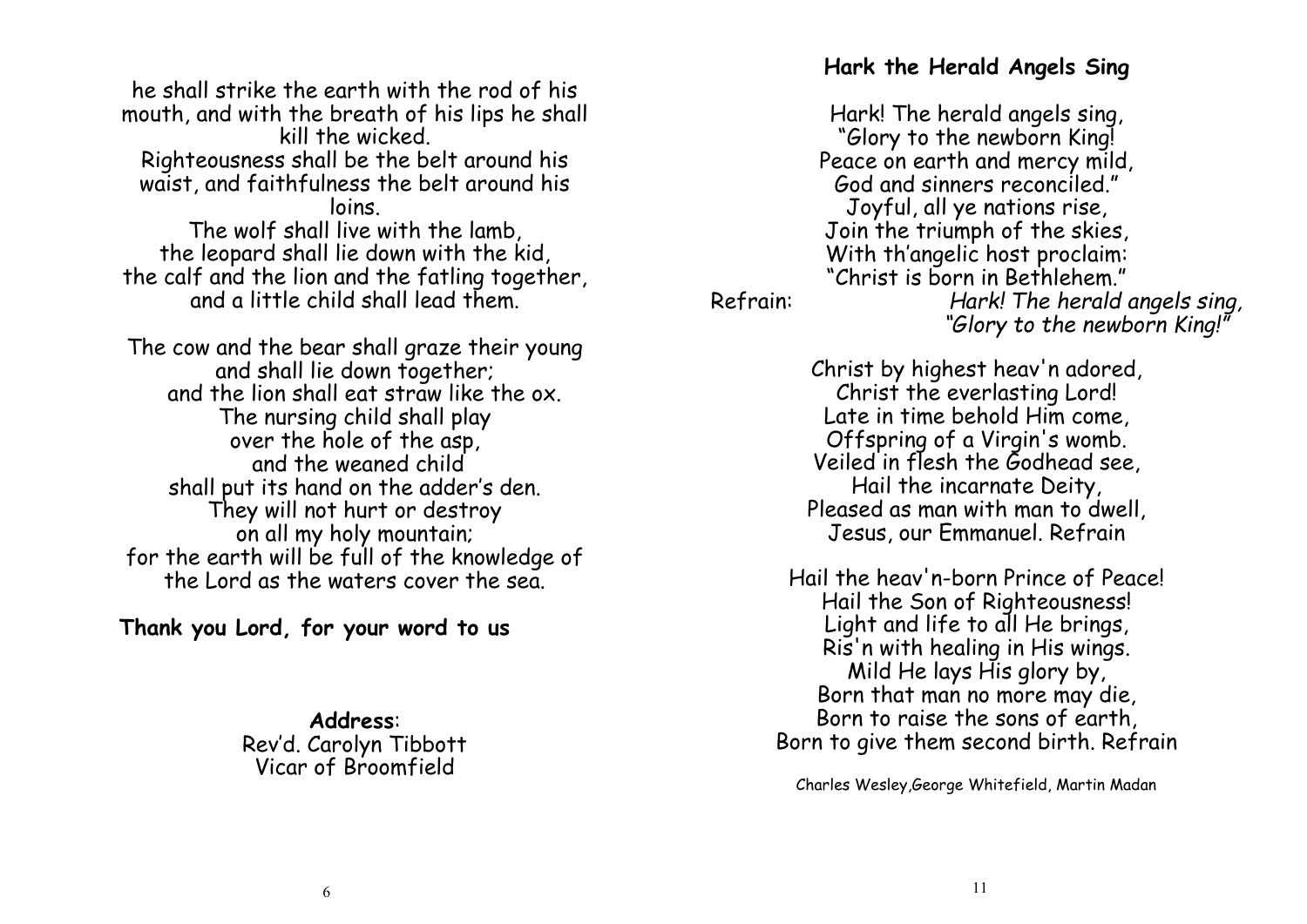he shall strike the earth with the rod of his mouth, and with the breath of his lips he shall kill the wicked.
Righteousness shall be the belt around his waist, and faithfulness the belt around his loins.
The wolf shall live with the lamb,
the leopard shall lie down with the kid,
the calf and the lion and the fatling together,
and a little child shall lead them.

The cow and the bear shall graze their young
and shall lie down together;
and the lion shall eat straw like the ox.
The nursing child shall play
over the hole of the asp,
and the weaned child
shall put its hand on the adder's den.
They will not hurt or destroy
on all my holy mountain;
for the earth will be full of the knowledge of the Lord as the waters cover the sea.

**Thank you Lord, for your word to us**

**Address**:
Rev'd. Carolyn Tibbott
Vicar of Broomfield

## Hark the Herald Angels Sing

Hark! The herald angels sing,
"Glory to the newborn King!
Peace on earth and mercy mild,
God and sinners reconciled."
Joyful, all ye nations rise,
Join the triumph of the skies,
With th'angelic host proclaim:
"Christ is born in Bethlehem."
Refrain: *Hark! The herald angels sing,*
*"Glory to the newborn King!"*

Christ by highest heav'n adored,
Christ the everlasting Lord!
Late in time behold Him come,
Offspring of a Virgin's womb.
Veiled in flesh the Godhead see,
Hail the incarnate Deity,
Pleased as man with man to dwell,
Jesus, our Emmanuel. Refrain

Hail the heav'n-born Prince of Peace!
Hail the Son of Righteousness!
Light and life to all He brings,
Ris'n with healing in His wings.
Mild He lays His glory by,
Born that man no more may die,
Born to raise the sons of earth,
Born to give them second birth. Refrain

Charles Wesley,George Whitefield, Martin Madan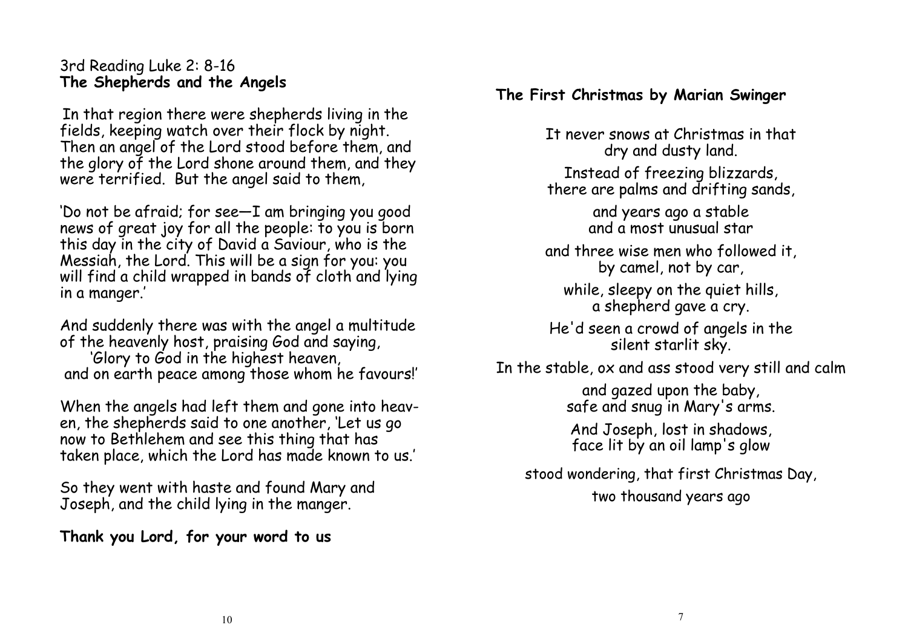3rd Reading Luke 2: 8-16

**The Shepherds and the Angels**

In that region there were shepherds living in the fields, keeping watch over their flock by night. Then an angel of the Lord stood before them, and the glory of the Lord shone around them, and they were terrified. But the angel said to them,

'Do not be afraid; for see—I am bringing you good news of great joy for all the people: to you is born this day in the city of David a Saviour, who is the Messiah, the Lord. This will be a sign for you: you will find a child wrapped in bands of cloth and lying in a manger.'

And suddenly there was with the angel a multitude of the heavenly host, praising God and saying,
'Glory to God in the highest heaven,
and on earth peace among those whom he favours!'

When the angels had left them and gone into heaven, the shepherds said to one another, 'Let us go now to Bethlehem and see this thing that has taken place, which the Lord has made known to us.'

So they went with haste and found Mary and Joseph, and the child lying in the manger.

**Thank you Lord, for your word to us**

**The First Christmas by Marian Swinger**

It never snows at Christmas in that
dry and dusty land.

Instead of freezing blizzards,
there are palms and drifting sands,

and years ago a stable
and a most unusual star

and three wise men who followed it,
by camel, not by car,

while, sleepy on the quiet hills,
a shepherd gave a cry.

He'd seen a crowd of angels in the
silent starlit sky.

In the stable, ox and ass stood very still and calm

and gazed upon the baby,
safe and snug in Mary's arms.

And Joseph, lost in shadows,
face lit by an oil lamp's glow

stood wondering, that first Christmas Day,

two thousand years ago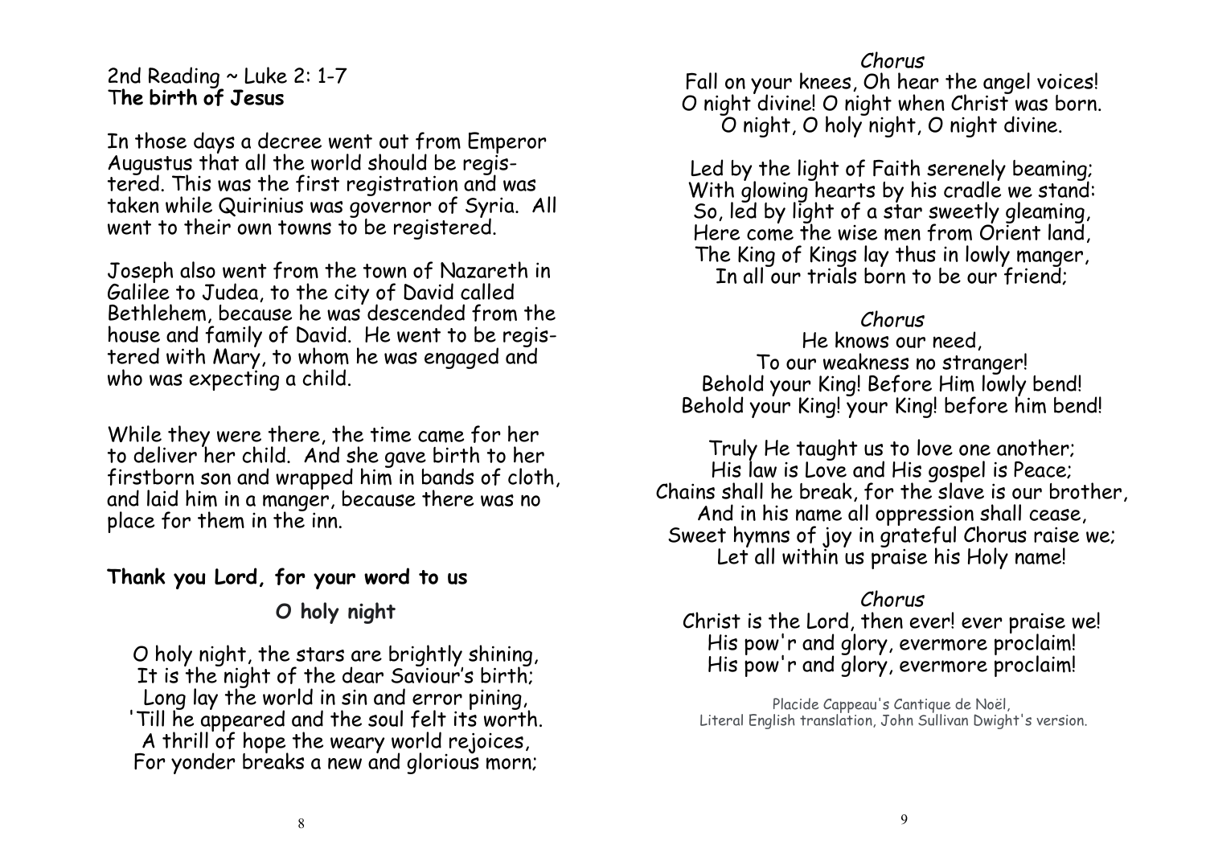2nd Reading ~ Luke 2: 1-7
**The birth of Jesus**

In those days a decree went out from Emperor Augustus that all the world should be registered. This was the first registration and was taken while Quirinius was governor of Syria. All went to their own towns to be registered.

Joseph also went from the town of Nazareth in Galilee to Judea, to the city of David called Bethlehem, because he was descended from the house and family of David. He went to be registered with Mary, to whom he was engaged and who was expecting a child.

While they were there, the time came for her to deliver her child. And she gave birth to her firstborn son and wrapped him in bands of cloth, and laid him in a manger, because there was no place for them in the inn.

**Thank you Lord, for your word to us**

**O holy night**

O holy night, the stars are brightly shining,
It is the night of the dear Saviour's birth;
Long lay the world in sin and error pining,
'Till he appeared and the soul felt its worth.
A thrill of hope the weary world rejoices,
For yonder breaks a new and glorious morn;

*Chorus*
Fall on your knees, Oh hear the angel voices!
O night divine! O night when Christ was born.
O night, O holy night, O night divine.

Led by the light of Faith serenely beaming;
With glowing hearts by his cradle we stand:
So, led by light of a star sweetly gleaming,
Here come the wise men from Orient land,
The King of Kings lay thus in lowly manger,
In all our trials born to be our friend;

*Chorus*
He knows our need,
To our weakness no stranger!
Behold your King! Before Him lowly bend!
Behold your King! your King! before him bend!

Truly He taught us to love one another;
His law is Love and His gospel is Peace;
Chains shall he break, for the slave is our brother,
And in his name all oppression shall cease,
Sweet hymns of joy in grateful Chorus raise we;
Let all within us praise his Holy name!

*Chorus*
Christ is the Lord, then ever! ever praise we!
His pow'r and glory, evermore proclaim!
His pow'r and glory, evermore proclaim!

Placide Cappeau's Cantique de Noël,
Literal English translation, John Sullivan Dwight's version.